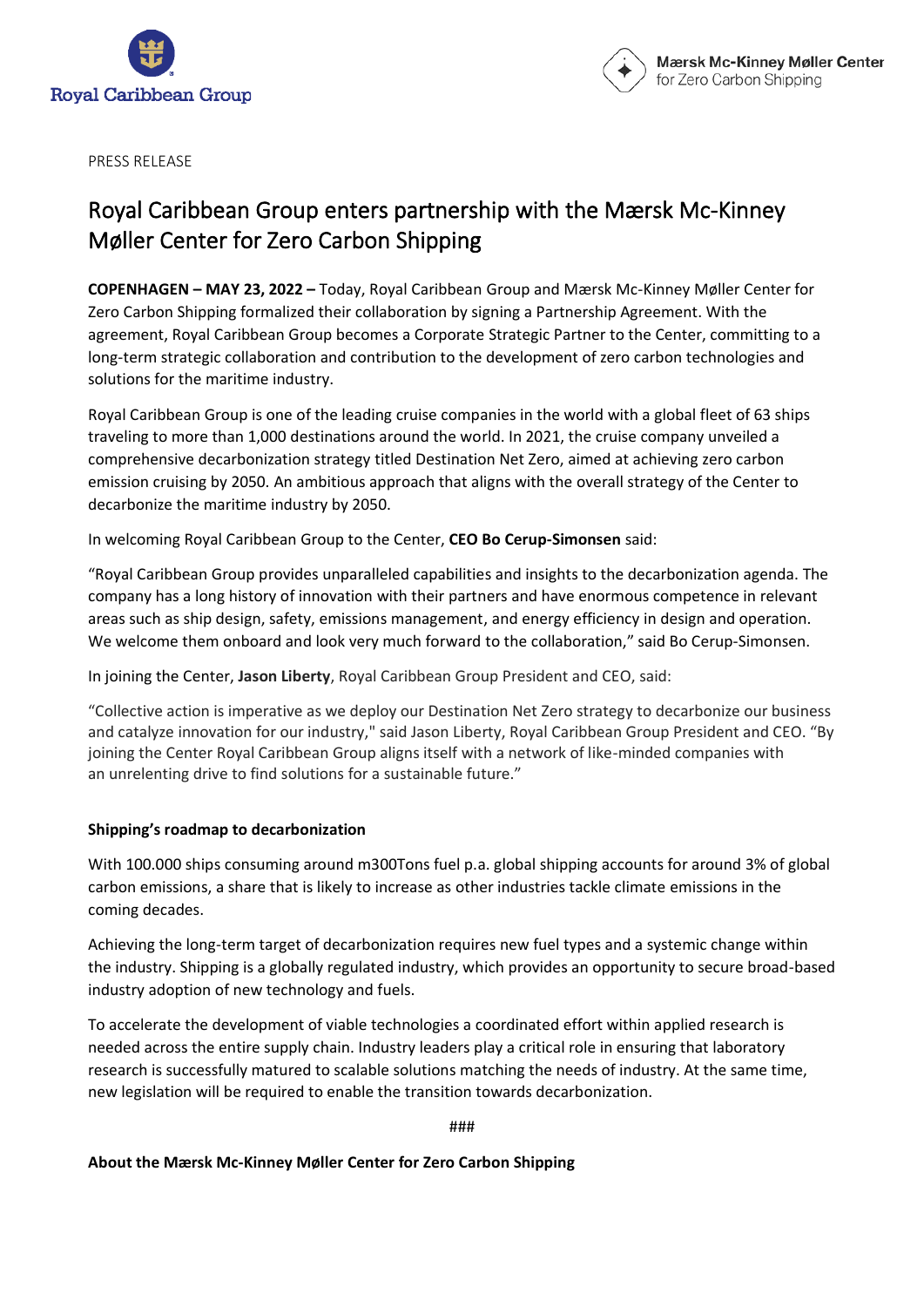PRESS RELEASE

# Royal Caribbean Group enters partnership with the Mærsk Mc-Kinney Møller Center for Zero Carbon Shipping

**COPENHAGEN – MAY 23, 2022 –** Today, Royal Caribbean Group and Mærsk Mc-Kinney Møller Center for Zero Carbon Shipping formalized their collaboration by signing a Partnership Agreement. With the agreement, Royal Caribbean Group becomes a Corporate Strategic Partner to the Center, committing to a long-term strategic collaboration and contribution to the development of zero carbon technologies and solutions for the maritime industry.

Royal Caribbean Group is one of the leading cruise companies in the world with a global fleet of 63 ships traveling to more than 1,000 destinations around the world. In 2021, the cruise company unveiled a comprehensive decarbonization strategy titled Destination Net Zero, aimed at achieving zero carbon emission cruising by 2050. An ambitious approach that aligns with the overall strategy of the Center to decarbonize the maritime industry by 2050.

In welcoming Royal Caribbean Group to the Center, **CEO Bo Cerup-Simonsen** said:

"Royal Caribbean Group provides unparalleled capabilities and insights to the decarbonization agenda. The company has a long history of innovation with their partners and have enormous competence in relevant areas such as ship design, safety, emissions management, and energy efficiency in design and operation. We welcome them onboard and look very much forward to the collaboration," said Bo Cerup-Simonsen.

In joining the Center, **Jason Liberty**, Royal Caribbean Group President and CEO, said:

"Collective action is imperative as we deploy our Destination Net Zero strategy to decarbonize our business and catalyze innovation for our industry," said Jason Liberty, Royal Caribbean Group President and CEO. "By joining the Center Royal Caribbean Group aligns itself with a network of like-minded companies with an unrelenting drive to find solutions for a sustainable future."

**Shipping's roadmap to decarbonization**

With 100.000 ships consuming around m300Tons fuel p.a. global shipping accounts for around 3% of global carbon emissions, a share that is likely to increase as other industries tackle climate emissions in the coming decades.

Achieving the long-term target of decarbonization requires new fuel types and a systemic change within the industry. Shipping is a globally regulated industry, which provides an opportunity to secure broad-based industry adoption of new technology and fuels.

To accelerate the development of viable technologies a coordinated effort within applied research is needed across the entire supply chain. Industry leaders play a critical role in ensuring that laboratory research is successfully matured to scalable solutions matching the needs of industry. At the same time, new legislation will be required to enable the transition towards decarbonization.

###

**About the Mærsk Mc-Kinney Møller Center for Zero Carbon Shipping**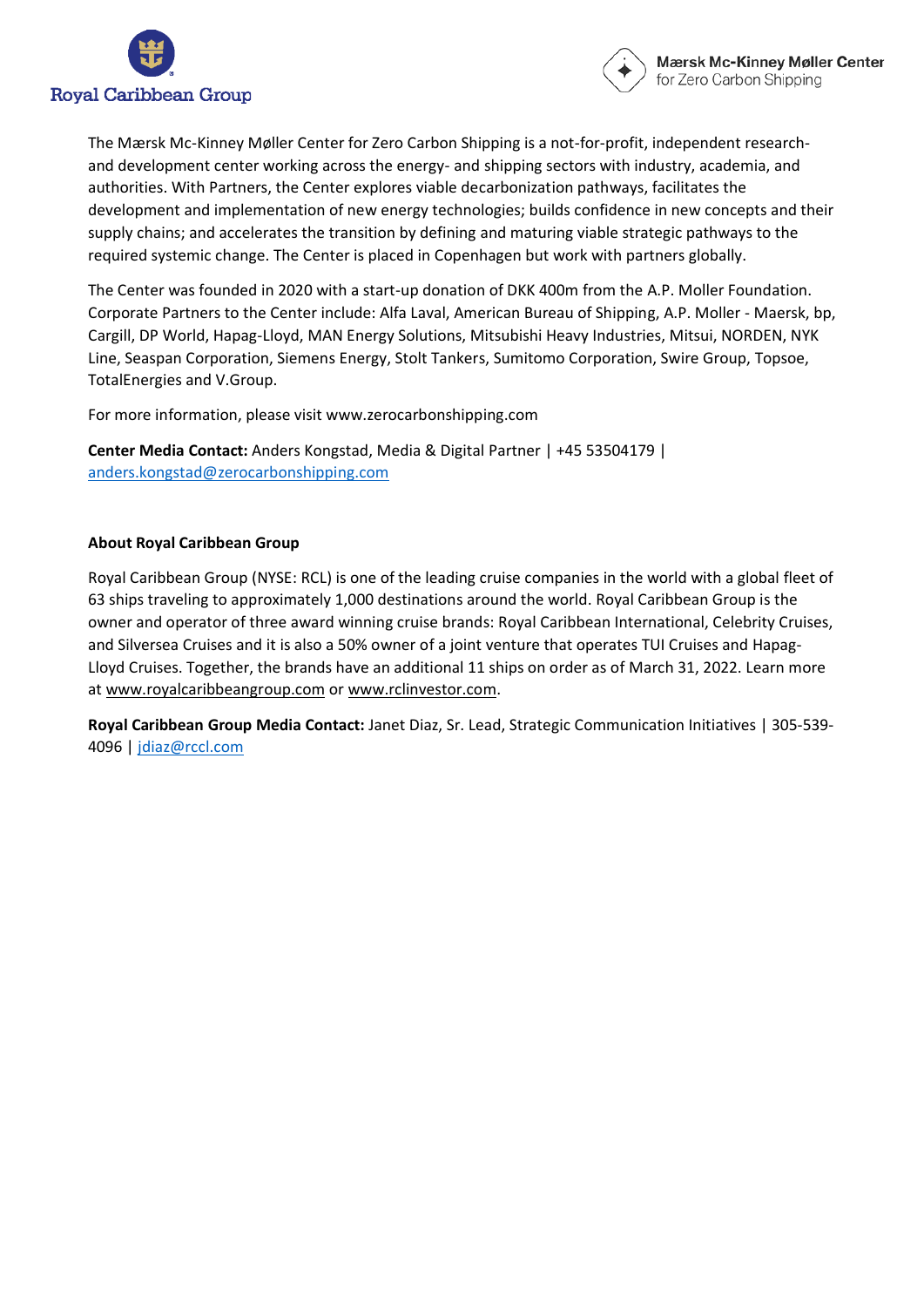The Mærsk Mc-Kinney Møller Center for Zero Carbon Shipping is a not-for-profit, independent research- and development center working across the energy- and shipping sectors with industry, academia, and authorities. With Partners, the Center explores viable decarbonization pathways, facilitates the development and implementation of new energy technologies; builds confidence in new concepts and their supply chains; and accelerates the transition by defining and maturing viable strategic pathways to the required systemic change. The Center is placed in Copenhagen but work with partners globally.

The Center was founded in 2020 with a start-up donation of DKK 400m from the A.P. Moller Foundation. Corporate Partners to the Center include: Alfa Laval, American Bureau of Shipping, A.P. Moller - Maersk, bp, Cargill, DP World, Hapag-Lloyd, MAN Energy Solutions, Mitsubishi Heavy Industries, Mitsui, NORDEN, NYK Line, Seaspan Corporation, Siemens Energy, Stolt Tankers, Sumitomo Corporation, Swire Group, Topsoe, TotalEnergies and V.Group.

For more information, please visit www.zerocarbonshipping.com

**Center Media Contact:** Anders Kongstad, Media & Digital Partner | +45 53504179 | anders.kongstad@zerocarbonshipping.com

**About Royal Caribbean Group**

Royal Caribbean Group (NYSE: RCL) is one of the leading cruise companies in the world with a global fleet of 63 ships traveling to approximately 1,000 destinations around the world. Royal Caribbean Group is the owner and operator of three award winning cruise brands: Royal Caribbean International, Celebrity Cruises, and Silversea Cruises and it is also a 50% owner of a joint venture that operates TUI Cruises and Hapag-Lloyd Cruises. Together, the brands have an additional 11 ships on order as of March 31, 2022. Learn more at www.royalcaribbeangroup.com or www.rclinvestor.com.

**Royal Caribbean Group Media Contact:** Janet Diaz, Sr. Lead, Strategic Communication Initiatives | 305-539-4096 | jdiaz@rccl.com